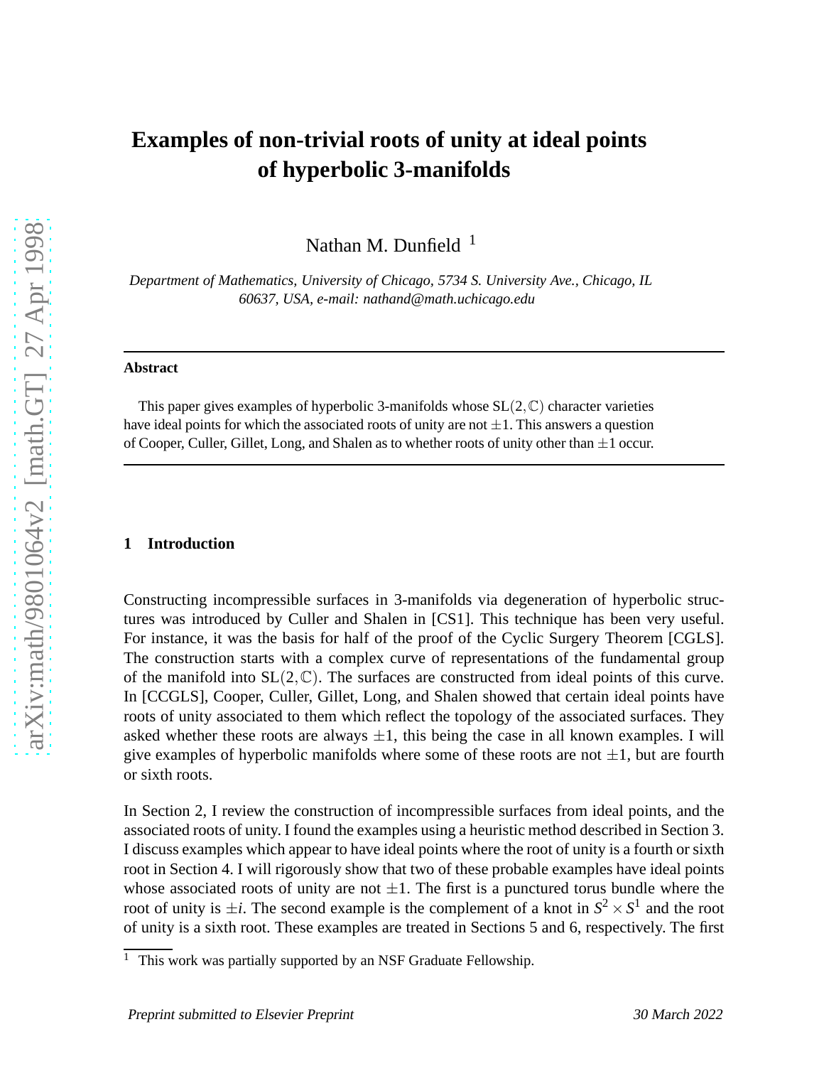# Examples of non-trivial roots of unity at ideal points of hyperbolic 3-manifolds

Nathan M. Dunfield [1]

*Department of Mathematics, University of Chicago, 5734 S. University Ave., Chicago, IL 60637, USA, e-mail: nathand@math.uchicago.edu*

---

**Abstract**

This paper gives examples of hyperbolic 3-manifolds whose $\mathrm{SL}(2,\mathbb{C})$ character varieties have ideal points for which the associated roots of unity are not $\pm 1$. This answers a question of Cooper, Culler, Gillet, Long, and Shalen as to whether roots of unity other than $\pm 1$ occur.

---

## 1 Introduction

Constructing incompressible surfaces in 3-manifolds via degeneration of hyperbolic structures was introduced by Culler and Shalen in [CS1]. This technique has been very useful. For instance, it was the basis for half of the proof of the Cyclic Surgery Theorem [CGLS]. The construction starts with a complex curve of representations of the fundamental group of the manifold into $\mathrm{SL}(2,\mathbb{C})$. The surfaces are constructed from ideal points of this curve. In [CCGLS], Cooper, Culler, Gillet, Long, and Shalen showed that certain ideal points have roots of unity associated to them which reflect the topology of the associated surfaces. They asked whether these roots are always $\pm 1$, this being the case in all known examples. I will give examples of hyperbolic manifolds where some of these roots are not $\pm 1$, but are fourth or sixth roots.

In Section 2, I review the construction of incompressible surfaces from ideal points, and the associated roots of unity. I found the examples using a heuristic method described in Section 3. I discuss examples which appear to have ideal points where the root of unity is a fourth or sixth root in Section 4. I will rigorously show that two of these probable examples have ideal points whose associated roots of unity are not $\pm 1$. The first is a punctured torus bundle where the root of unity is $\pm i$. The second example is the complement of a knot in $S^2 \times S^1$ and the root of unity is a sixth root. These examples are treated in Sections 5 and 6, respectively. The first

[1] This work was partially supported by an NSF Graduate Fellowship.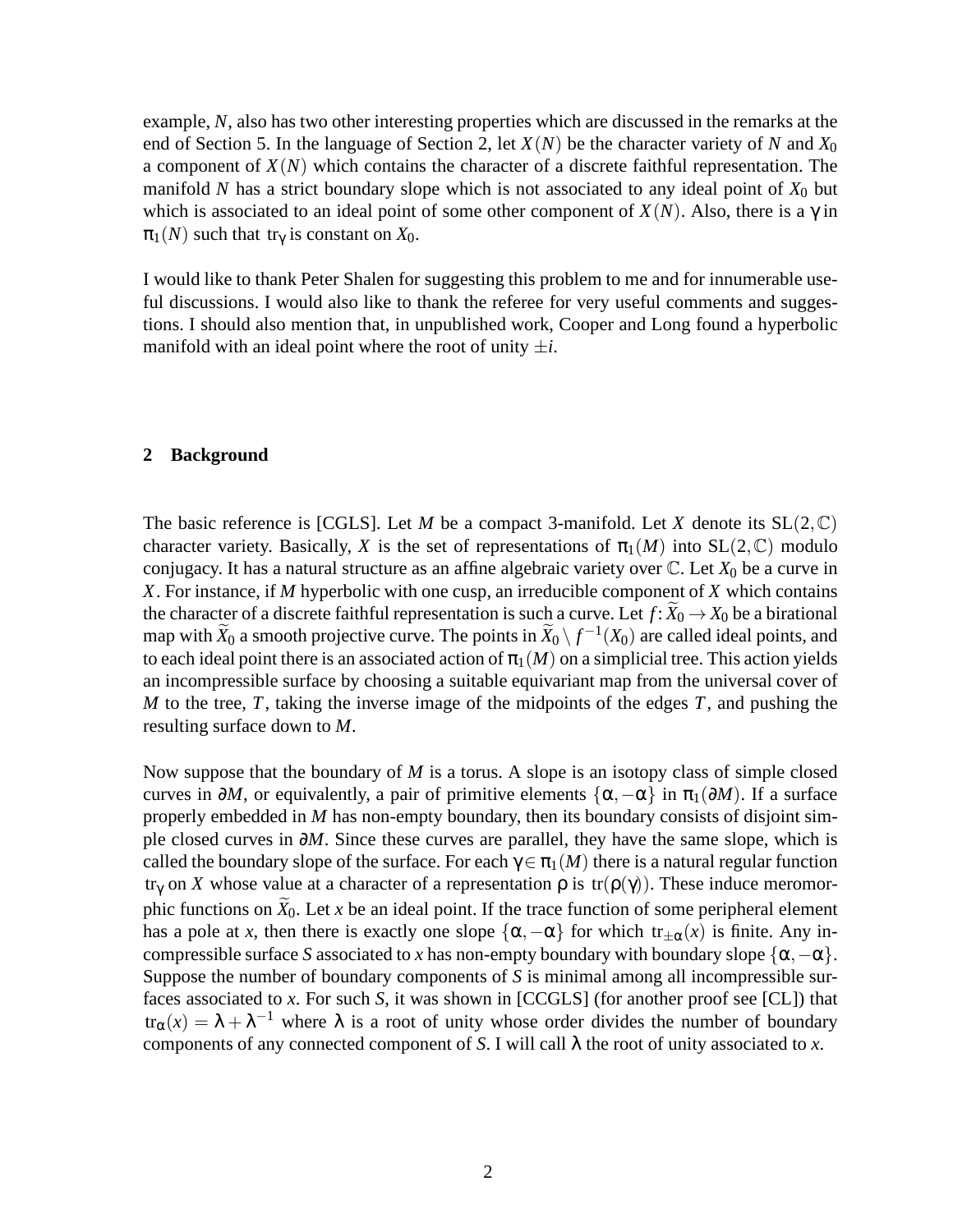example, $N$, also has two other interesting properties which are discussed in the remarks at the end of Section 5. In the language of Section 2, let $X(N)$ be the character variety of $N$ and $X_0$ a component of $X(N)$ which contains the character of a discrete faithful representation. The manifold $N$ has a strict boundary slope which is not associated to any ideal point of $X_0$ but which is associated to an ideal point of some other component of $X(N)$. Also, there is a $\gamma$ in $\pi_1(N)$ such that $\mathrm{tr}_\gamma$ is constant on $X_0$.

I would like to thank Peter Shalen for suggesting this problem to me and for innumerable useful discussions. I would also like to thank the referee for very useful comments and suggestions. I should also mention that, in unpublished work, Cooper and Long found a hyperbolic manifold with an ideal point where the root of unity $\pm i$.

## 2 Background

The basic reference is [CGLS]. Let $M$ be a compact 3-manifold. Let $X$ denote its $\mathrm{SL}(2,\mathbb{C})$ character variety. Basically, $X$ is the set of representations of $\pi_1(M)$ into $\mathrm{SL}(2,\mathbb{C})$ modulo conjugacy. It has a natural structure as an affine algebraic variety over $\mathbb{C}$. Let $X_0$ be a curve in $X$. For instance, if $M$ hyperbolic with one cusp, an irreducible component of $X$ which contains the character of a discrete faithful representation is such a curve. Let $f\colon \widetilde{X}_0 \to X_0$ be a birational map with $\widetilde{X}_0$ a smooth projective curve. The points in $\widetilde{X}_0 \setminus f^{-1}(X_0)$ are called ideal points, and to each ideal point there is an associated action of $\pi_1(M)$ on a simplicial tree. This action yields an incompressible surface by choosing a suitable equivariant map from the universal cover of $M$ to the tree, $T$, taking the inverse image of the midpoints of the edges $T$, and pushing the resulting surface down to $M$.

Now suppose that the boundary of $M$ is a torus. A slope is an isotopy class of simple closed curves in $\partial M$, or equivalently, a pair of primitive elements $\{\alpha, -\alpha\}$ in $\pi_1(\partial M)$. If a surface properly embedded in $M$ has non-empty boundary, then its boundary consists of disjoint simple closed curves in $\partial M$. Since these curves are parallel, they have the same slope, which is called the boundary slope of the surface. For each $\gamma \in \pi_1(M)$ there is a natural regular function $\mathrm{tr}_\gamma$ on $X$ whose value at a character of a representation $\rho$ is $\mathrm{tr}(\rho(\gamma))$. These induce meromorphic functions on $\widetilde{X}_0$. Let $x$ be an ideal point. If the trace function of some peripheral element has a pole at $x$, then there is exactly one slope $\{\alpha, -\alpha\}$ for which $\mathrm{tr}_{\pm\alpha}(x)$ is finite. Any incompressible surface $S$ associated to $x$ has non-empty boundary with boundary slope $\{\alpha, -\alpha\}$. Suppose the number of boundary components of $S$ is minimal among all incompressible surfaces associated to $x$. For such $S$, it was shown in [CCGLS] (for another proof see [CL]) that $\mathrm{tr}_\alpha(x) = \lambda + \lambda^{-1}$ where $\lambda$ is a root of unity whose order divides the number of boundary components of any connected component of $S$. I will call $\lambda$ the root of unity associated to $x$.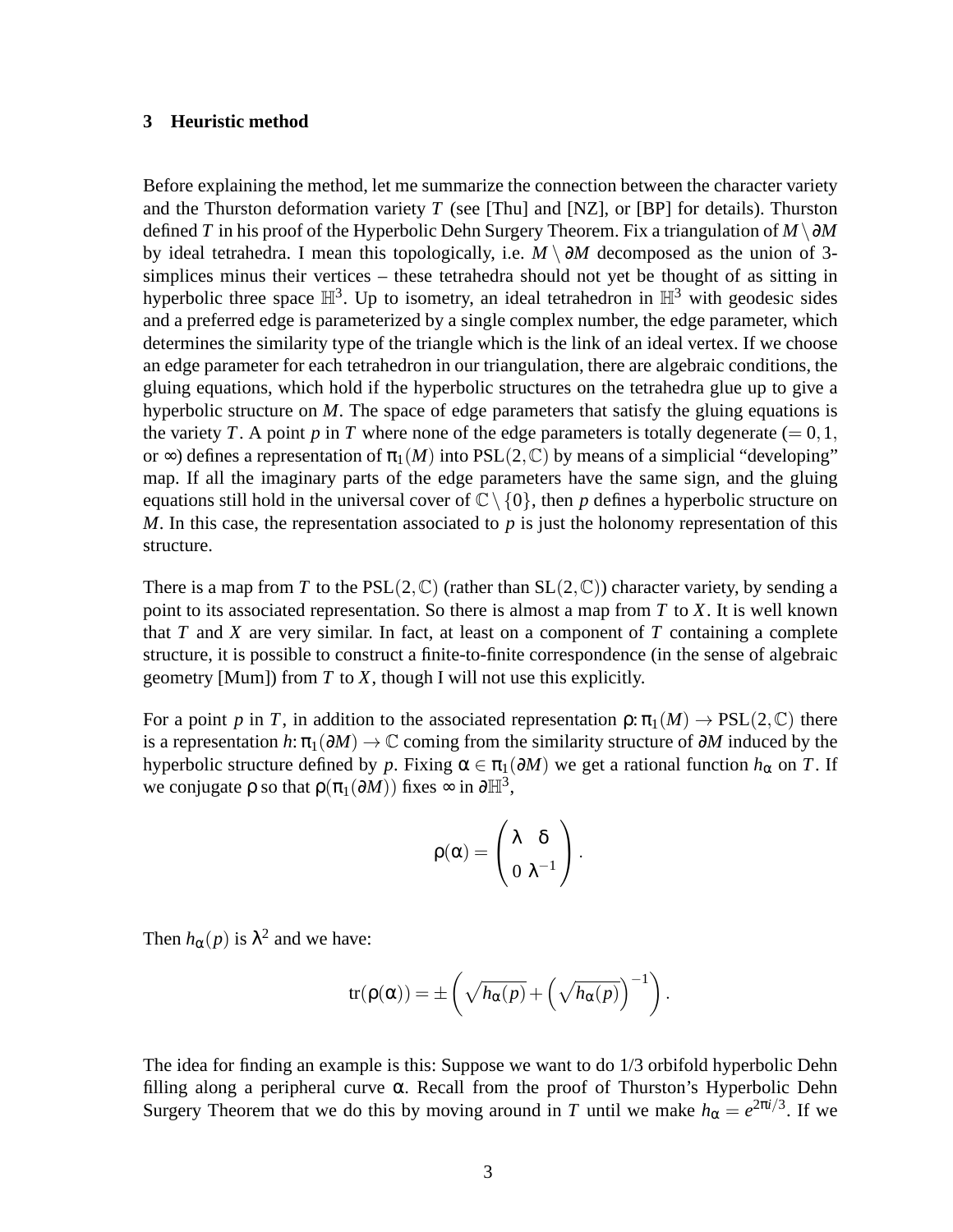## 3 Heuristic method

Before explaining the method, let me summarize the connection between the character variety and the Thurston deformation variety $T$ (see [Thu] and [NZ], or [BP] for details). Thurston defined $T$ in his proof of the Hyperbolic Dehn Surgery Theorem. Fix a triangulation of $M \setminus \partial M$ by ideal tetrahedra. I mean this topologically, i.e. $M \setminus \partial M$ decomposed as the union of 3-simplices minus their vertices – these tetrahedra should not yet be thought of as sitting in hyperbolic three space $\mathbb{H}^3$. Up to isometry, an ideal tetrahedron in $\mathbb{H}^3$ with geodesic sides and a preferred edge is parameterized by a single complex number, the edge parameter, which determines the similarity type of the triangle which is the link of an ideal vertex. If we choose an edge parameter for each tetrahedron in our triangulation, there are algebraic conditions, the gluing equations, which hold if the hyperbolic structures on the tetrahedra glue up to give a hyperbolic structure on $M$. The space of edge parameters that satisfy the gluing equations is the variety $T$. A point $p$ in $T$ where none of the edge parameters is totally degenerate ($= 0, 1,$ or $\infty$) defines a representation of $\pi_1(M)$ into $\mathrm{PSL}(2,\mathbb{C})$ by means of a simplicial "developing" map. If all the imaginary parts of the edge parameters have the same sign, and the gluing equations still hold in the universal cover of $\mathbb{C} \setminus \{0\}$, then $p$ defines a hyperbolic structure on $M$. In this case, the representation associated to $p$ is just the holonomy representation of this structure.

There is a map from $T$ to the $\mathrm{PSL}(2,\mathbb{C})$ (rather than $\mathrm{SL}(2,\mathbb{C})$) character variety, by sending a point to its associated representation. So there is almost a map from $T$ to $X$. It is well known that $T$ and $X$ are very similar. In fact, at least on a component of $T$ containing a complete structure, it is possible to construct a finite-to-finite correspondence (in the sense of algebraic geometry [Mum]) from $T$ to $X$, though I will not use this explicitly.

For a point $p$ in $T$, in addition to the associated representation $\rho\colon \pi_1(M) \to \mathrm{PSL}(2,\mathbb{C})$ there is a representation $h\colon \pi_1(\partial M) \to \mathbb{C}$ coming from the similarity structure of $\partial M$ induced by the hyperbolic structure defined by $p$. Fixing $\alpha \in \pi_1(\partial M)$ we get a rational function $h_\alpha$ on $T$. If we conjugate $\rho$ so that $\rho(\pi_1(\partial M))$ fixes $\infty$ in $\partial \mathbb{H}^3$,

$$\rho(\alpha) = \begin{pmatrix} \lambda & \delta \\ 0 & \lambda^{-1} \end{pmatrix}.$$

Then $h_\alpha(p)$ is $\lambda^2$ and we have:

$$\mathrm{tr}(\rho(\alpha)) = \pm\left(\sqrt{h_\alpha(p)} + \left(\sqrt{h_\alpha(p)}\right)^{-1}\right).$$

The idea for finding an example is this: Suppose we want to do 1/3 orbifold hyperbolic Dehn filling along a peripheral curve $\alpha$. Recall from the proof of Thurston's Hyperbolic Dehn Surgery Theorem that we do this by moving around in $T$ until we make $h_\alpha = e^{2\pi i/3}$. If we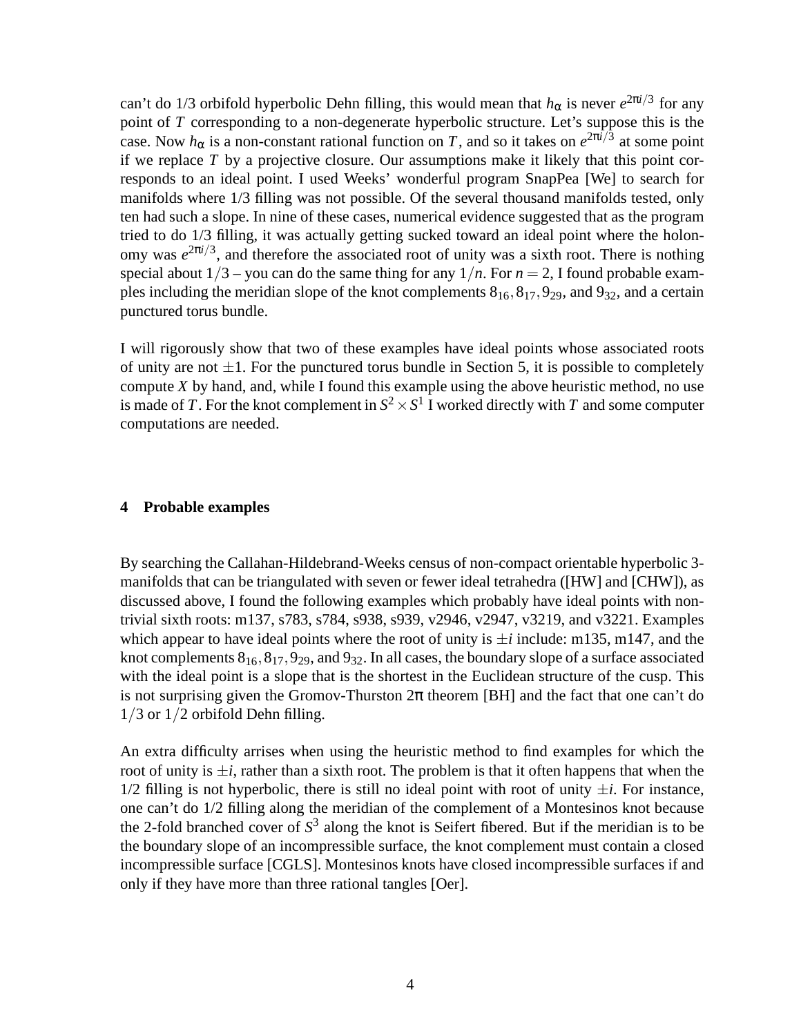can't do 1/3 orbifold hyperbolic Dehn filling, this would mean that $h_\alpha$ is never $e^{2\pi i/3}$ for any point of $T$ corresponding to a non-degenerate hyperbolic structure. Let's suppose this is the case. Now $h_\alpha$ is a non-constant rational function on $T$, and so it takes on $e^{2\pi i/3}$ at some point if we replace $T$ by a projective closure. Our assumptions make it likely that this point corresponds to an ideal point. I used Weeks' wonderful program SnapPea [We] to search for manifolds where 1/3 filling was not possible. Of the several thousand manifolds tested, only ten had such a slope. In nine of these cases, numerical evidence suggested that as the program tried to do 1/3 filling, it was actually getting sucked toward an ideal point where the holonomy was $e^{2\pi i/3}$, and therefore the associated root of unity was a sixth root. There is nothing special about $1/3$ – you can do the same thing for any $1/n$. For $n = 2$, I found probable examples including the meridian slope of the knot complements $8_{16}, 8_{17}, 9_{29}$, and $9_{32}$, and a certain punctured torus bundle.

I will rigorously show that two of these examples have ideal points whose associated roots of unity are not $\pm 1$. For the punctured torus bundle in Section 5, it is possible to completely compute $X$ by hand, and, while I found this example using the above heuristic method, no use is made of $T$. For the knot complement in $S^2 \times S^1$ I worked directly with $T$ and some computer computations are needed.

## 4 Probable examples

By searching the Callahan-Hildebrand-Weeks census of non-compact orientable hyperbolic 3-manifolds that can be triangulated with seven or fewer ideal tetrahedra ([HW] and [CHW]), as discussed above, I found the following examples which probably have ideal points with non-trivial sixth roots: m137, s783, s784, s938, s939, v2946, v2947, v3219, and v3221. Examples which appear to have ideal points where the root of unity is $\pm i$ include: m135, m147, and the knot complements $8_{16}, 8_{17}, 9_{29}$, and $9_{32}$. In all cases, the boundary slope of a surface associated with the ideal point is a slope that is the shortest in the Euclidean structure of the cusp. This is not surprising given the Gromov-Thurston $2\pi$ theorem [BH] and the fact that one can't do $1/3$ or $1/2$ orbifold Dehn filling.

An extra difficulty arrises when using the heuristic method to find examples for which the root of unity is $\pm i$, rather than a sixth root. The problem is that it often happens that when the 1/2 filling is not hyperbolic, there is still no ideal point with root of unity $\pm i$. For instance, one can't do 1/2 filling along the meridian of the complement of a Montesinos knot because the 2-fold branched cover of $S^3$ along the knot is Seifert fibered. But if the meridian is to be the boundary slope of an incompressible surface, the knot complement must contain a closed incompressible surface [CGLS]. Montesinos knots have closed incompressible surfaces if and only if they have more than three rational tangles [Oer].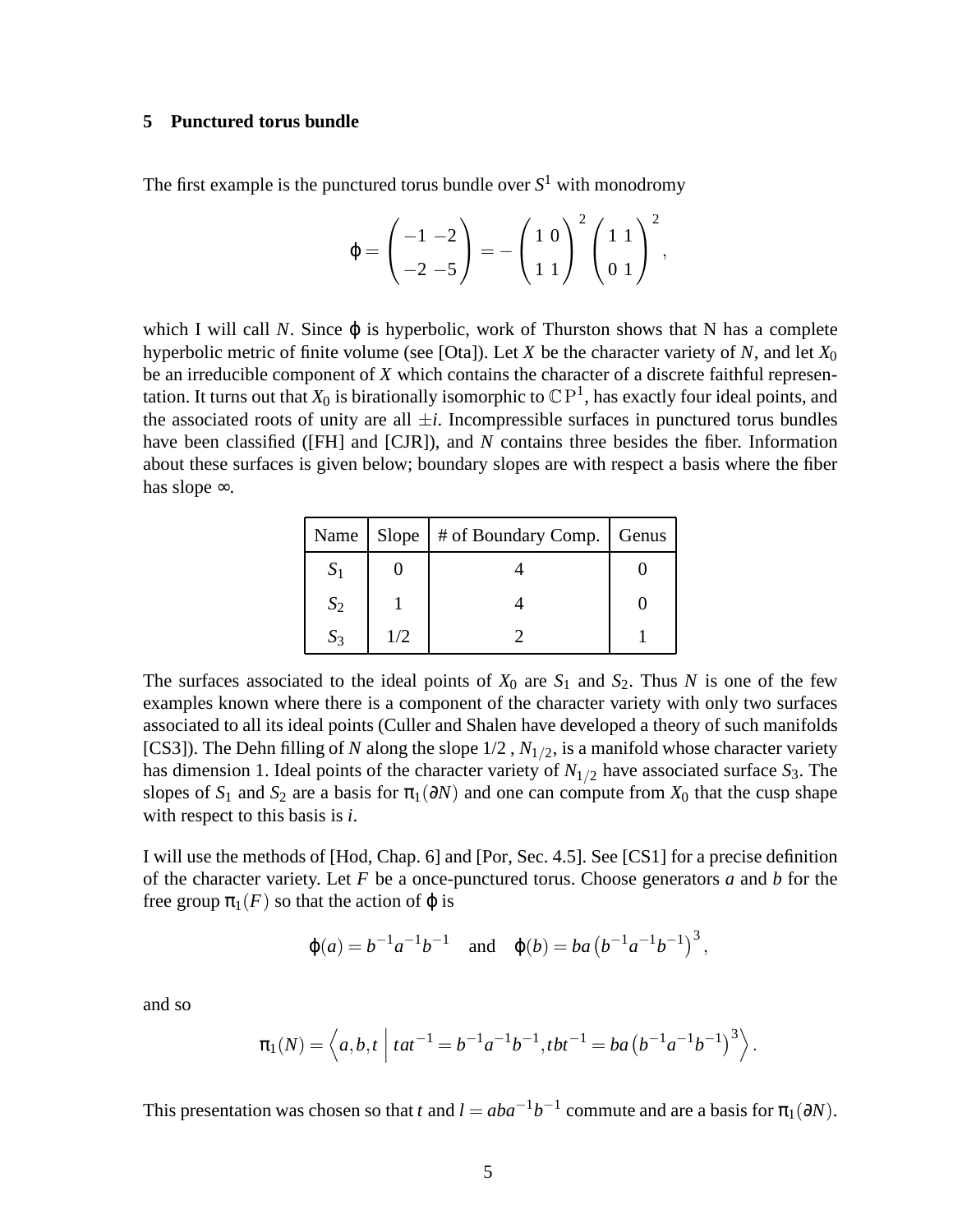## 5 Punctured torus bundle

The first example is the punctured torus bundle over $S^1$ with monodromy

$$\phi = \begin{pmatrix} -1 & -2 \\ -2 & -5 \end{pmatrix} = -\begin{pmatrix} 1 & 0 \\ 1 & 1 \end{pmatrix}^2 \begin{pmatrix} 1 & 1 \\ 0 & 1 \end{pmatrix}^2,$$

which I will call $N$. Since $\phi$ is hyperbolic, work of Thurston shows that N has a complete hyperbolic metric of finite volume (see [Ota]). Let $X$ be the character variety of $N$, and let $X_0$ be an irreducible component of $X$ which contains the character of a discrete faithful representation. It turns out that $X_0$ is birationally isomorphic to $\mathbb{C}P^1$, has exactly four ideal points, and the associated roots of unity are all $\pm i$. Incompressible surfaces in punctured torus bundles have been classified ([FH] and [CJR]), and $N$ contains three besides the fiber. Information about these surfaces is given below; boundary slopes are with respect a basis where the fiber has slope $\infty$.

| Name | Slope | # of Boundary Comp. | Genus |
|---|---|---|---|
| $S_1$ | 0 | 4 | 0 |
| $S_2$ | 1 | 4 | 0 |
| $S_3$ | 1/2 | 2 | 1 |

The surfaces associated to the ideal points of $X_0$ are $S_1$ and $S_2$. Thus $N$ is one of the few examples known where there is a component of the character variety with only two surfaces associated to all its ideal points (Culler and Shalen have developed a theory of such manifolds [CS3]). The Dehn filling of $N$ along the slope 1/2 , $N_{1/2}$, is a manifold whose character variety has dimension 1. Ideal points of the character variety of $N_{1/2}$ have associated surface $S_3$. The slopes of $S_1$ and $S_2$ are a basis for $\pi_1(\partial N)$ and one can compute from $X_0$ that the cusp shape with respect to this basis is $i$.

I will use the methods of [Hod, Chap. 6] and [Por, Sec. 4.5]. See [CS1] for a precise definition of the character variety. Let $F$ be a once-punctured torus. Choose generators $a$ and $b$ for the free group $\pi_1(F)$ so that the action of $\phi$ is

$$\phi(a) = b^{-1}a^{-1}b^{-1} \quad \text{and} \quad \phi(b) = ba\left(b^{-1}a^{-1}b^{-1}\right)^3,$$

and so

$$\pi_1(N) = \left\langle a, b, t \;\middle|\; tat^{-1} = b^{-1}a^{-1}b^{-1}, tbt^{-1} = ba\left(b^{-1}a^{-1}b^{-1}\right)^3 \right\rangle.$$

This presentation was chosen so that $t$ and $l = aba^{-1}b^{-1}$ commute and are a basis for $\pi_1(\partial N)$.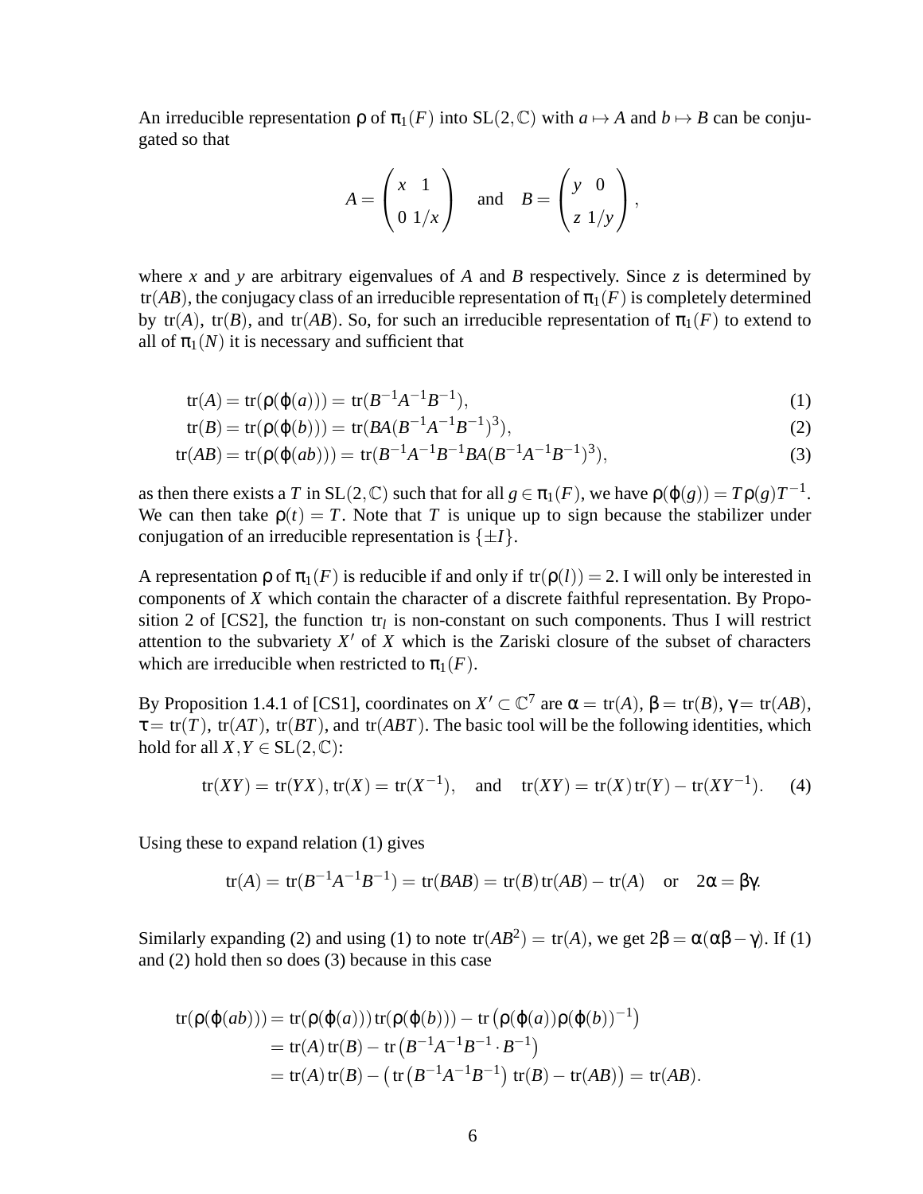An irreducible representation $\rho$ of $\pi_1(F)$ into $\mathrm{SL}(2,\mathbb{C})$ with $a \mapsto A$ and $b \mapsto B$ can be conjugated so that

$$A = \begin{pmatrix} x & 1 \\ 0 & 1/x \end{pmatrix} \quad \text{and} \quad B = \begin{pmatrix} y & 0 \\ z & 1/y \end{pmatrix},$$

where $x$ and $y$ are arbitrary eigenvalues of $A$ and $B$ respectively. Since $z$ is determined by $\mathrm{tr}(AB)$, the conjugacy class of an irreducible representation of $\pi_1(F)$ is completely determined by $\mathrm{tr}(A)$, $\mathrm{tr}(B)$, and $\mathrm{tr}(AB)$. So, for such an irreducible representation of $\pi_1(F)$ to extend to all of $\pi_1(N)$ it is necessary and sufficient that

$$\mathrm{tr}(A) = \mathrm{tr}(\rho(\varphi(a))) = \mathrm{tr}(B^{-1}A^{-1}B^{-1}), \tag{1}$$

$$\mathrm{tr}(B) = \mathrm{tr}(\rho(\varphi(b))) = \mathrm{tr}(BA(B^{-1}A^{-1}B^{-1})^3), \tag{2}$$

$$\mathrm{tr}(AB) = \mathrm{tr}(\rho(\varphi(ab))) = \mathrm{tr}(B^{-1}A^{-1}B^{-1}BA(B^{-1}A^{-1}B^{-1})^3), \tag{3}$$

as then there exists a $T$ in $\mathrm{SL}(2,\mathbb{C})$ such that for all $g \in \pi_1(F)$, we have $\rho(\varphi(g)) = T\rho(g)T^{-1}$. We can then take $\rho(t) = T$. Note that $T$ is unique up to sign because the stabilizer under conjugation of an irreducible representation is $\{\pm I\}$.

A representation $\rho$ of $\pi_1(F)$ is reducible if and only if $\mathrm{tr}(\rho(l)) = 2$. I will only be interested in components of $X$ which contain the character of a discrete faithful representation. By Proposition 2 of [CS2], the function $\mathrm{tr}_l$ is non-constant on such components. Thus I will restrict attention to the subvariety $X'$ of $X$ which is the Zariski closure of the subset of characters which are irreducible when restricted to $\pi_1(F)$.

By Proposition 1.4.1 of [CS1], coordinates on $X' \subset \mathbb{C}^7$ are $\alpha = \mathrm{tr}(A)$, $\beta = \mathrm{tr}(B)$, $\gamma = \mathrm{tr}(AB)$, $\tau = \mathrm{tr}(T)$, $\mathrm{tr}(AT)$, $\mathrm{tr}(BT)$, and $\mathrm{tr}(ABT)$. The basic tool will be the following identities, which hold for all $X, Y \in \mathrm{SL}(2,\mathbb{C})$:

$$\mathrm{tr}(XY) = \mathrm{tr}(YX), \mathrm{tr}(X) = \mathrm{tr}(X^{-1}), \quad \text{and} \quad \mathrm{tr}(XY) = \mathrm{tr}(X)\,\mathrm{tr}(Y) - \mathrm{tr}(XY^{-1}). \tag{4}$$

Using these to expand relation (1) gives

$$\mathrm{tr}(A) = \mathrm{tr}(B^{-1}A^{-1}B^{-1}) = \mathrm{tr}(BAB) = \mathrm{tr}(B)\,\mathrm{tr}(AB) - \mathrm{tr}(A) \quad \text{or} \quad 2\alpha = \beta\gamma.$$

Similarly expanding (2) and using (1) to note $\mathrm{tr}(AB^2) = \mathrm{tr}(A)$, we get $2\beta = \alpha(\alpha\beta - \gamma)$. If (1) and (2) hold then so does (3) because in this case

$$\begin{aligned}
\mathrm{tr}(\rho(\varphi(ab))) &= \mathrm{tr}(\rho(\varphi(a)))\,\mathrm{tr}(\rho(\varphi(b))) - \mathrm{tr}\left(\rho(\varphi(a))\rho(\varphi(b))^{-1}\right) \\
&= \mathrm{tr}(A)\,\mathrm{tr}(B) - \mathrm{tr}\left(B^{-1}A^{-1}B^{-1} \cdot B^{-1}\right) \\
&= \mathrm{tr}(A)\,\mathrm{tr}(B) - \left(\mathrm{tr}\left(B^{-1}A^{-1}B^{-1}\right)\mathrm{tr}(B) - \mathrm{tr}(AB)\right) = \mathrm{tr}(AB).
\end{aligned}$$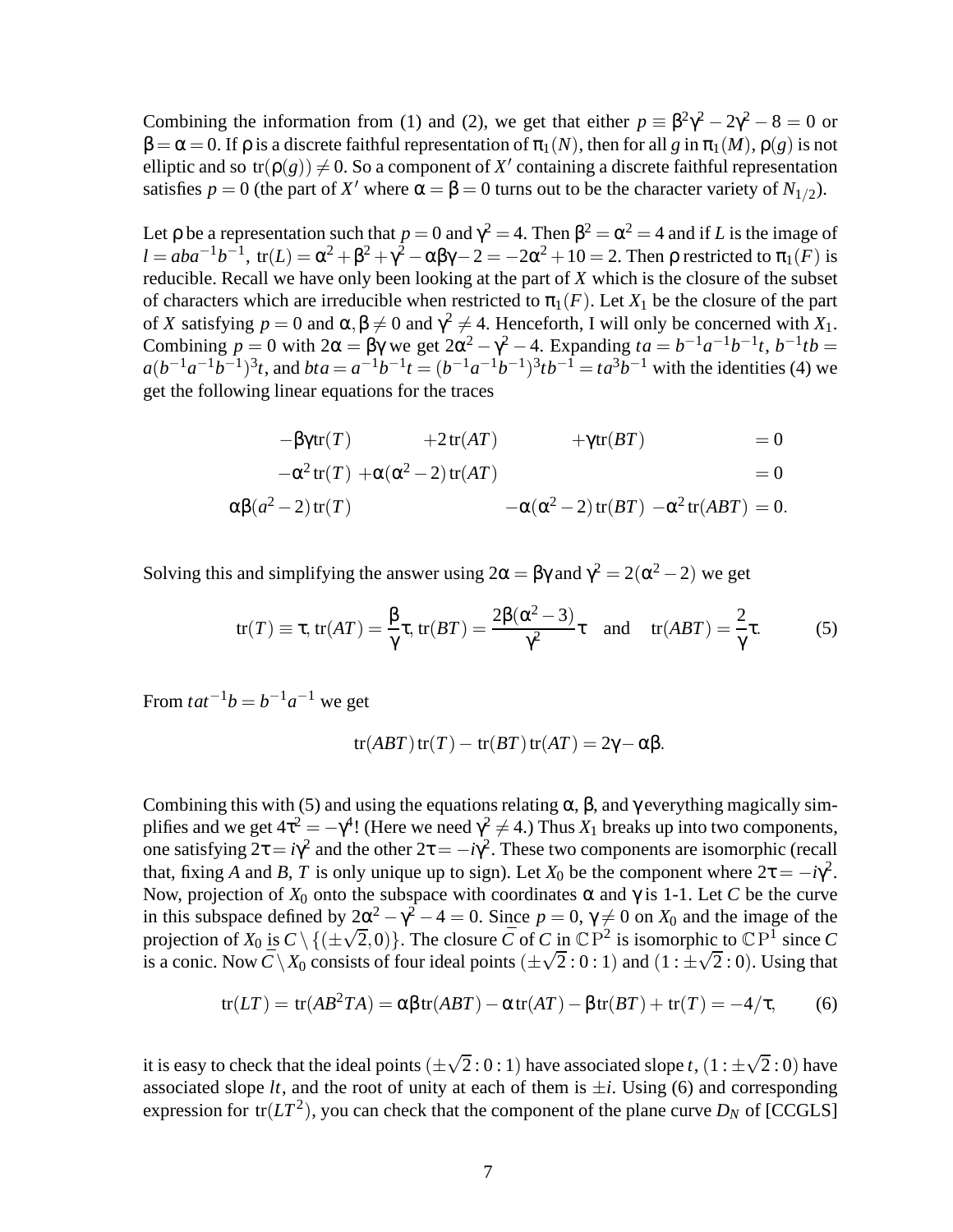Combining the information from (1) and (2), we get that either $p \equiv \beta^2\gamma^2 - 2\gamma^2 - 8 = 0$ or $\beta = \alpha = 0$. If $\rho$ is a discrete faithful representation of $\pi_1(N)$, then for all $g$ in $\pi_1(M)$, $\rho(g)$ is not elliptic and so $\operatorname{tr}(\rho(g)) \neq 0$. So a component of $X'$ containing a discrete faithful representation satisfies $p = 0$ (the part of $X'$ where $\alpha = \beta = 0$ turns out to be the character variety of $N_{1/2}$).

Let $\rho$ be a representation such that $p = 0$ and $\gamma^2 = 4$. Then $\beta^2 = \alpha^2 = 4$ and if $L$ is the image of $l = aba^{-1}b^{-1}$, $\operatorname{tr}(L) = \alpha^2 + \beta^2 + \gamma^2 - \alpha\beta\gamma - 2 = -2\alpha^2 + 10 = 2$. Then $\rho$ restricted to $\pi_1(F)$ is reducible. Recall we have only been looking at the part of $X$ which is the closure of the subset of characters which are irreducible when restricted to $\pi_1(F)$. Let $X_1$ be the closure of the part of $X$ satisfying $p = 0$ and $\alpha, \beta \neq 0$ and $\gamma^2 \neq 4$. Henceforth, I will only be concerned with $X_1$. Combining $p = 0$ with $2\alpha = \beta\gamma$ we get $2\alpha^2 - \gamma^2 - 4$. Expanding $ta = b^{-1}a^{-1}b^{-1}t$, $b^{-1}tb = a(b^{-1}a^{-1}b^{-1})^3 t$, and $bta = a^{-1}b^{-1}t = (b^{-1}a^{-1}b^{-1})^3 tb^{-1} = ta^3b^{-1}$ with the identities (4) we get the following linear equations for the traces

$$
\begin{aligned}
-\beta\gamma \operatorname{tr}(T) \quad + 2\operatorname{tr}(AT) \quad + \gamma \operatorname{tr}(BT) \quad &= 0 \\
-\alpha^2 \operatorname{tr}(T) + \alpha(\alpha^2 - 2)\operatorname{tr}(AT) \quad &= 0 \\
\alpha\beta(a^2 - 2)\operatorname{tr}(T) \quad - \alpha(\alpha^2 - 2)\operatorname{tr}(BT) - \alpha^2 \operatorname{tr}(ABT) &= 0.
\end{aligned}
$$

Solving this and simplifying the answer using $2\alpha = \beta\gamma$ and $\gamma^2 = 2(\alpha^2 - 2)$ we get

$$
\operatorname{tr}(T) \equiv \tau,\ \operatorname{tr}(AT) = \frac{\beta}{\gamma}\tau,\ \operatorname{tr}(BT) = \frac{2\beta(\alpha^2 - 3)}{\gamma^2}\tau \quad \text{and} \quad \operatorname{tr}(ABT) = \frac{2}{\gamma}\tau. \tag{5}
$$

From $tat^{-1}b = b^{-1}a^{-1}$ we get

$$
\operatorname{tr}(ABT)\operatorname{tr}(T) - \operatorname{tr}(BT)\operatorname{tr}(AT) = 2\gamma - \alpha\beta.
$$

Combining this with (5) and using the equations relating $\alpha$, $\beta$, and $\gamma$ everything magically simplifies and we get $4\tau^2 = -\gamma^4$! (Here we need $\gamma^2 \neq 4$.) Thus $X_1$ breaks up into two components, one satisfying $2\tau = i\gamma^2$ and the other $2\tau = -i\gamma^2$. These two components are isomorphic (recall that, fixing $A$ and $B$, $T$ is only unique up to sign). Let $X_0$ be the component where $2\tau = -i\gamma^2$. Now, projection of $X_0$ onto the subspace with coordinates $\alpha$ and $\gamma$ is 1-1. Let $C$ be the curve in this subspace defined by $2\alpha^2 - \gamma^2 - 4 = 0$. Since $p = 0$, $\gamma \neq 0$ on $X_0$ and the image of the projection of $X_0$ is $C \setminus \{(\pm\sqrt{2}, 0)\}$. The closure $\bar{C}$ of $C$ in $\mathbb{CP}^2$ is isomorphic to $\mathbb{CP}^1$ since $C$ is a conic. Now $\bar{C} \setminus X_0$ consists of four ideal points $(\pm\sqrt{2} : 0 : 1)$ and $(1 : \pm\sqrt{2} : 0)$. Using that

$$
\operatorname{tr}(LT) = \operatorname{tr}(AB^2TA) = \alpha\beta\operatorname{tr}(ABT) - \alpha\operatorname{tr}(AT) - \beta\operatorname{tr}(BT) + \operatorname{tr}(T) = -4/\tau, \tag{6}
$$

it is easy to check that the ideal points $(\pm\sqrt{2} : 0 : 1)$ have associated slope $t$, $(1 : \pm\sqrt{2} : 0)$ have associated slope $lt$, and the root of unity at each of them is $\pm i$. Using (6) and corresponding expression for $\operatorname{tr}(LT^2)$, you can check that the component of the plane curve $D_N$ of [CCGLS]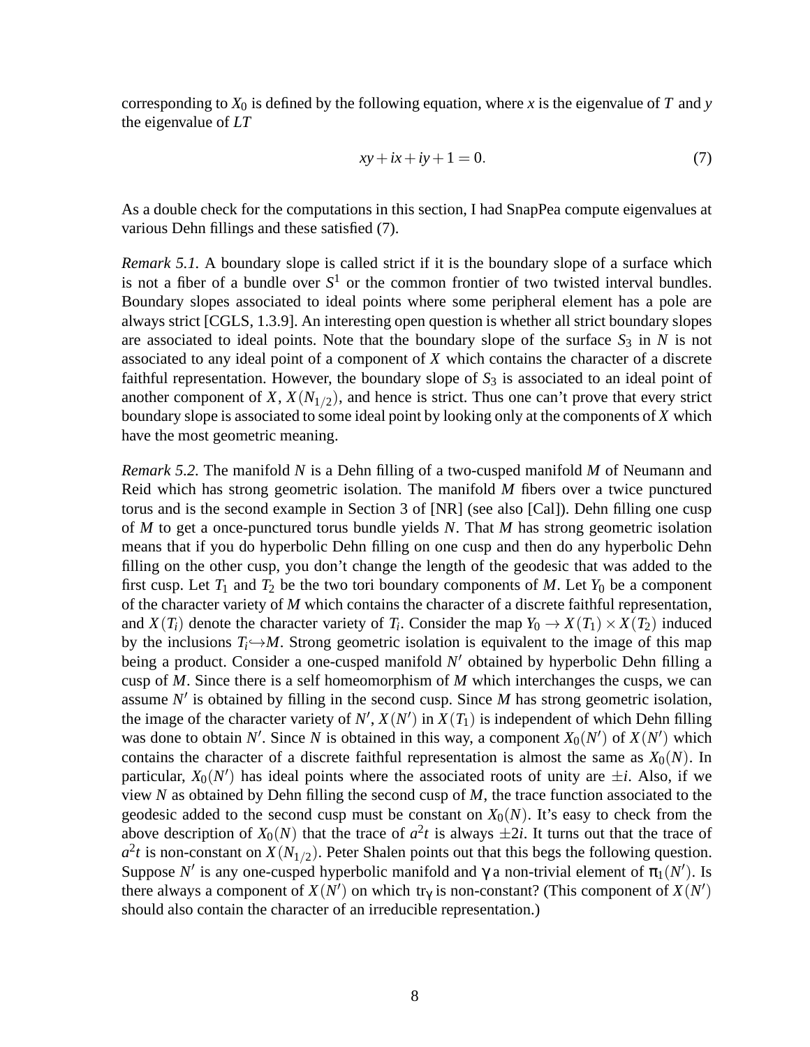corresponding to $X_0$ is defined by the following equation, where $x$ is the eigenvalue of $T$ and $y$ the eigenvalue of $LT$

$$xy + ix + iy + 1 = 0. \tag{7}$$

As a double check for the computations in this section, I had SnapPea compute eigenvalues at various Dehn fillings and these satisfied (7).

*Remark 5.1.* A boundary slope is called strict if it is the boundary slope of a surface which is not a fiber of a bundle over $S^1$ or the common frontier of two twisted interval bundles. Boundary slopes associated to ideal points where some peripheral element has a pole are always strict [CGLS, 1.3.9]. An interesting open question is whether all strict boundary slopes are associated to ideal points. Note that the boundary slope of the surface $S_3$ in $N$ is not associated to any ideal point of a component of $X$ which contains the character of a discrete faithful representation. However, the boundary slope of $S_3$ is associated to an ideal point of another component of $X$, $X(N_{1/2})$, and hence is strict. Thus one can't prove that every strict boundary slope is associated to some ideal point by looking only at the components of $X$ which have the most geometric meaning.

*Remark 5.2.* The manifold $N$ is a Dehn filling of a two-cusped manifold $M$ of Neumann and Reid which has strong geometric isolation. The manifold $M$ fibers over a twice punctured torus and is the second example in Section 3 of [NR] (see also [Cal]). Dehn filling one cusp of $M$ to get a once-punctured torus bundle yields $N$. That $M$ has strong geometric isolation means that if you do hyperbolic Dehn filling on one cusp and then do any hyperbolic Dehn filling on the other cusp, you don't change the length of the geodesic that was added to the first cusp. Let $T_1$ and $T_2$ be the two tori boundary components of $M$. Let $Y_0$ be a component of the character variety of $M$ which contains the character of a discrete faithful representation, and $X(T_i)$ denote the character variety of $T_i$. Consider the map $Y_0 \to X(T_1) \times X(T_2)$ induced by the inclusions $T_i \hookrightarrow M$. Strong geometric isolation is equivalent to the image of this map being a product. Consider a one-cusped manifold $N'$ obtained by hyperbolic Dehn filling a cusp of $M$. Since there is a self homeomorphism of $M$ which interchanges the cusps, we can assume $N'$ is obtained by filling in the second cusp. Since $M$ has strong geometric isolation, the image of the character variety of $N'$, $X(N')$ in $X(T_1)$ is independent of which Dehn filling was done to obtain $N'$. Since $N$ is obtained in this way, a component $X_0(N')$ of $X(N')$ which contains the character of a discrete faithful representation is almost the same as $X_0(N)$. In particular, $X_0(N')$ has ideal points where the associated roots of unity are $\pm i$. Also, if we view $N$ as obtained by Dehn filling the second cusp of $M$, the trace function associated to the geodesic added to the second cusp must be constant on $X_0(N)$. It's easy to check from the above description of $X_0(N)$ that the trace of $a^2 t$ is always $\pm 2i$. It turns out that the trace of $a^2 t$ is non-constant on $X(N_{1/2})$. Peter Shalen points out that this begs the following question. Suppose $N'$ is any one-cusped hyperbolic manifold and $\gamma$ a non-trivial element of $\pi_1(N')$. Is there always a component of $X(N')$ on which $\mathrm{tr}_\gamma$ is non-constant? (This component of $X(N')$ should also contain the character of an irreducible representation.)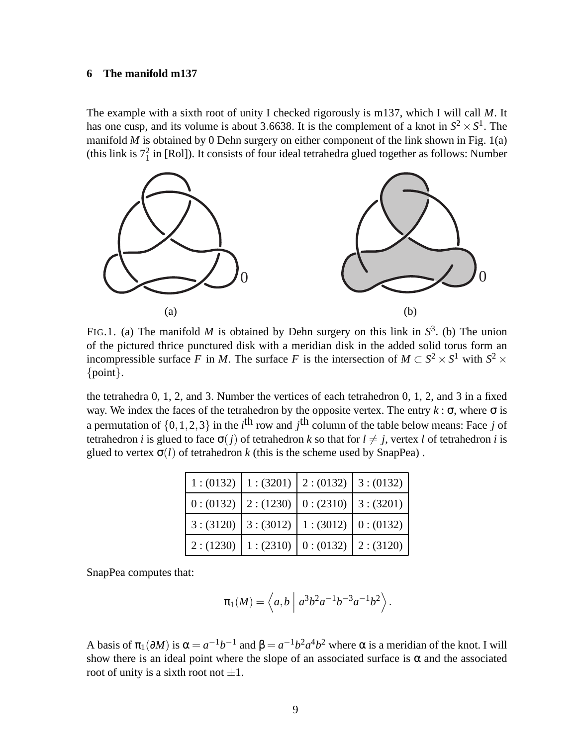## 6 The manifold m137

The example with a sixth root of unity I checked rigorously is m137, which I will call $M$. It has one cusp, and its volume is about 3.6638. It is the complement of a knot in $S^2 \times S^1$. The manifold $M$ is obtained by 0 Dehn surgery on either component of the link shown in Fig. 1(a) (this link is $7_1^2$ in [Rol]). It consists of four ideal tetrahedra glued together as follows: Number

FIG.1. (a) The manifold $M$ is obtained by Dehn surgery on this link in $S^3$. (b) The union of the pictured thrice punctured disk with a meridian disk in the added solid torus form an incompressible surface $F$ in $M$. The surface $F$ is the intersection of $M \subset S^2 \times S^1$ with $S^2 \times \{\text{point}\}$.

the tetrahedra 0, 1, 2, and 3. Number the vertices of each tetrahedron 0, 1, 2, and 3 in a fixed way. We index the faces of the tetrahedron by the opposite vertex. The entry $k : \sigma$, where $\sigma$ is a permutation of $\{0,1,2,3\}$ in the $i^{\text{th}}$ row and $j^{\text{th}}$ column of the table below means: Face $j$ of tetrahedron $i$ is glued to face $\sigma(j)$ of tetrahedron $k$ so that for $l \neq j$, vertex $l$ of tetrahedron $i$ is glued to vertex $\sigma(l)$ of tetrahedron $k$ (this is the scheme used by SnapPea) .

| | | | |
|---|---|---|---|
| 1 : (0132) | 1 : (3201) | 2 : (0132) | 3 : (0132) |
| 0 : (0132) | 2 : (1230) | 0 : (2310) | 3 : (3201) |
| 3 : (3120) | 3 : (3012) | 1 : (3012) | 0 : (0132) |
| 2 : (1230) | 1 : (2310) | 0 : (0132) | 2 : (3120) |

SnapPea computes that:

$$\pi_1(M) = \left\langle a, b \;\middle|\; a^3 b^2 a^{-1} b^{-3} a^{-1} b^2 \right\rangle.$$

A basis of $\pi_1(\partial M)$ is $\alpha = a^{-1}b^{-1}$ and $\beta = a^{-1}b^2a^4b^2$ where $\alpha$ is a meridian of the knot. I will show there is an ideal point where the slope of an associated surface is $\alpha$ and the associated root of unity is a sixth root not $\pm 1$.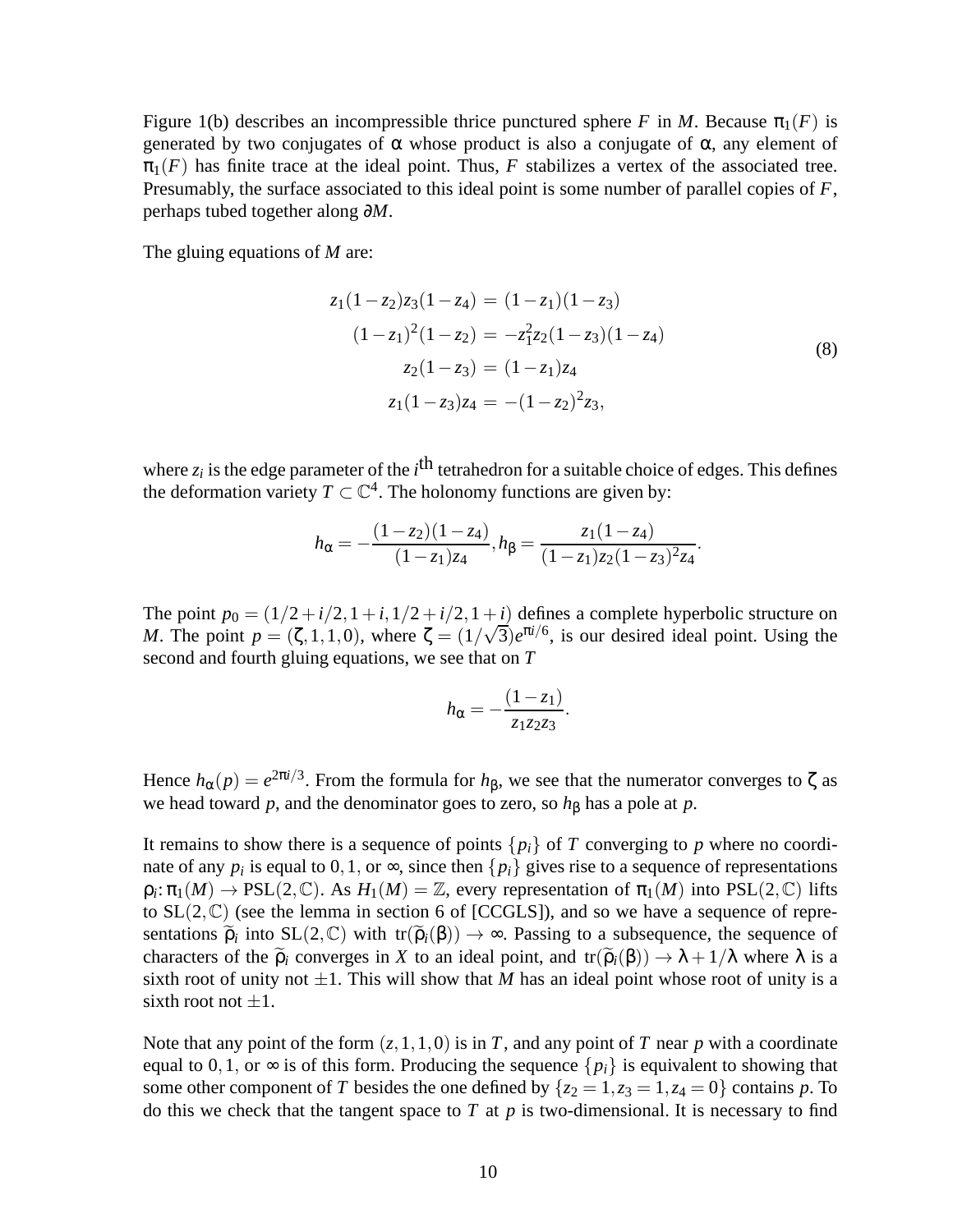Figure 1(b) describes an incompressible thrice punctured sphere $F$ in $M$. Because $\pi_1(F)$ is generated by two conjugates of $\alpha$ whose product is also a conjugate of $\alpha$, any element of $\pi_1(F)$ has finite trace at the ideal point. Thus, $F$ stabilizes a vertex of the associated tree. Presumably, the surface associated to this ideal point is some number of parallel copies of $F$, perhaps tubed together along $\partial M$.

The gluing equations of $M$ are:

$$
\begin{aligned}
z_1(1-z_2)z_3(1-z_4) &= (1-z_1)(1-z_3) \\
(1-z_1)^2(1-z_2) &= -z_1^2 z_2(1-z_3)(1-z_4) \\
z_2(1-z_3) &= (1-z_1)z_4 \\
z_1(1-z_3)z_4 &= -(1-z_2)^2 z_3,
\end{aligned}
\tag{8}
$$

where $z_i$ is the edge parameter of the $i^{\text{th}}$ tetrahedron for a suitable choice of edges. This defines the deformation variety $T \subset \mathbb{C}^4$. The holonomy functions are given by:

$$
h_\alpha = -\frac{(1-z_2)(1-z_4)}{(1-z_1)z_4}, h_\beta = \frac{z_1(1-z_4)}{(1-z_1)z_2(1-z_3)^2 z_4}.
$$

The point $p_0 = (1/2+i/2, 1+i, 1/2+i/2, 1+i)$ defines a complete hyperbolic structure on $M$. The point $p = (\zeta, 1, 1, 0)$, where $\zeta = (1/\sqrt{3})e^{\pi i/6}$, is our desired ideal point. Using the second and fourth gluing equations, we see that on $T$

$$
h_\alpha = -\frac{(1-z_1)}{z_1 z_2 z_3}.
$$

Hence $h_\alpha(p) = e^{2\pi i/3}$. From the formula for $h_\beta$, we see that the numerator converges to $\zeta$ as we head toward $p$, and the denominator goes to zero, so $h_\beta$ has a pole at $p$.

It remains to show there is a sequence of points $\{p_i\}$ of $T$ converging to $p$ where no coordinate of any $p_i$ is equal to $0, 1$, or $\infty$, since then $\{p_i\}$ gives rise to a sequence of representations $\rho_i \colon \pi_1(M) \to \mathrm{PSL}(2,\mathbb{C})$. As $H_1(M) = \mathbb{Z}$, every representation of $\pi_1(M)$ into $\mathrm{PSL}(2,\mathbb{C})$ lifts to $\mathrm{SL}(2,\mathbb{C})$ (see the lemma in section 6 of [CCGLS]), and so we have a sequence of representations $\widetilde{\rho}_i$ into $\mathrm{SL}(2,\mathbb{C})$ with $\mathrm{tr}(\widetilde{\rho}_i(\beta)) \to \infty$. Passing to a subsequence, the sequence of characters of the $\widetilde{\rho}_i$ converges in $X$ to an ideal point, and $\mathrm{tr}(\widetilde{\rho}_i(\beta)) \to \lambda + 1/\lambda$ where $\lambda$ is a sixth root of unity not $\pm 1$. This will show that $M$ has an ideal point whose root of unity is a sixth root not $\pm 1$.

Note that any point of the form $(z, 1, 1, 0)$ is in $T$, and any point of $T$ near $p$ with a coordinate equal to $0, 1$, or $\infty$ is of this form. Producing the sequence $\{p_i\}$ is equivalent to showing that some other component of $T$ besides the one defined by $\{z_2 = 1, z_3 = 1, z_4 = 0\}$ contains $p$. To do this we check that the tangent space to $T$ at $p$ is two-dimensional. It is necessary to find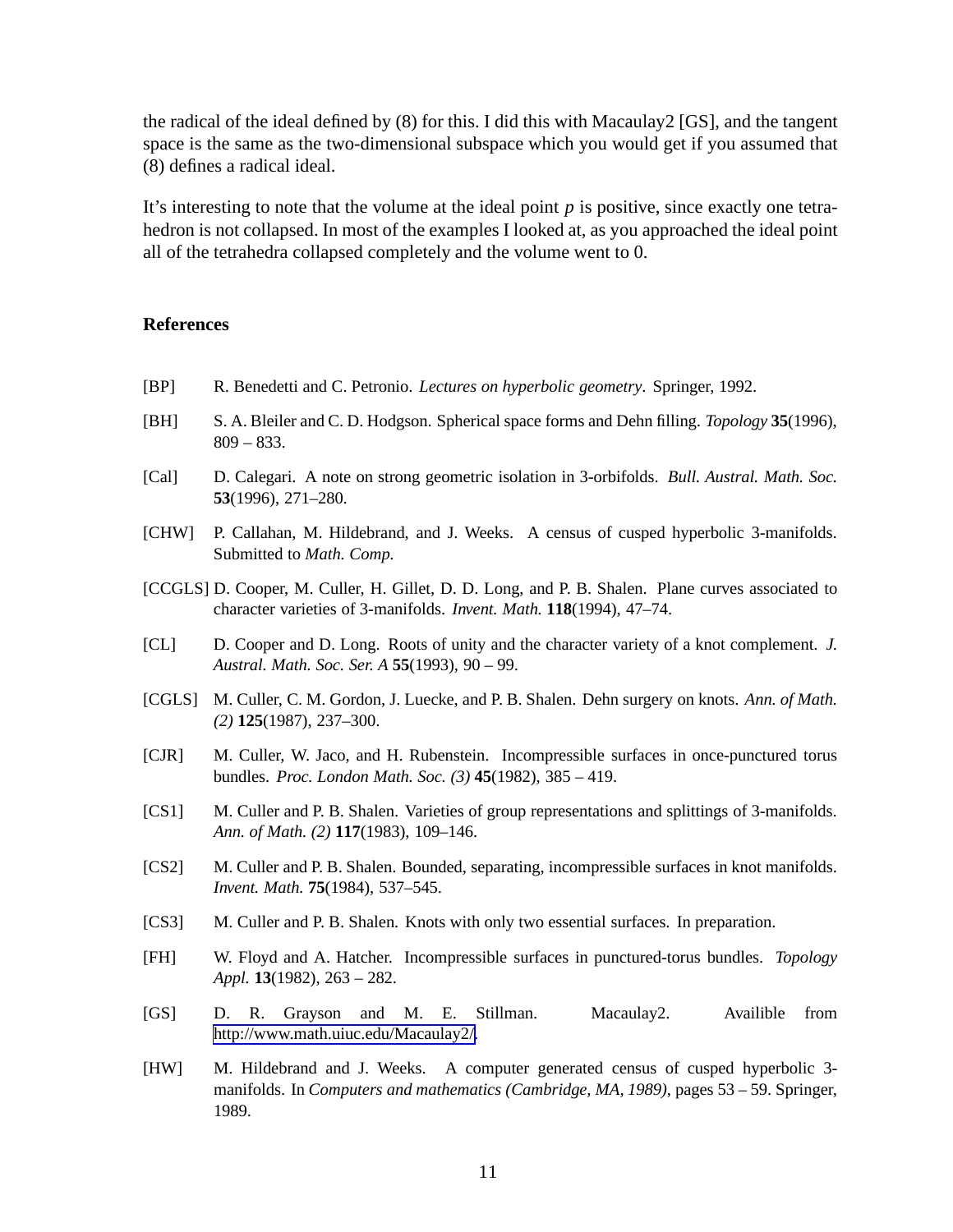the radical of the ideal defined by (8) for this. I did this with Macaulay2 [GS], and the tangent space is the same as the two-dimensional subspace which you would get if you assumed that (8) defines a radical ideal.

It's interesting to note that the volume at the ideal point $p$ is positive, since exactly one tetrahedron is not collapsed. In most of the examples I looked at, as you approached the ideal point all of the tetrahedra collapsed completely and the volume went to 0.

## References

[BP] R. Benedetti and C. Petronio. *Lectures on hyperbolic geometry*. Springer, 1992.

[BH] S. A. Bleiler and C. D. Hodgson. Spherical space forms and Dehn filling. *Topology* **35**(1996), 809 – 833.

[Cal] D. Calegari. A note on strong geometric isolation in 3-orbifolds. *Bull. Austral. Math. Soc.* **53**(1996), 271–280.

[CHW] P. Callahan, M. Hildebrand, and J. Weeks. A census of cusped hyperbolic 3-manifolds. Submitted to *Math. Comp.*

[CCGLS] D. Cooper, M. Culler, H. Gillet, D. D. Long, and P. B. Shalen. Plane curves associated to character varieties of 3-manifolds. *Invent. Math.* **118**(1994), 47–74.

[CL] D. Cooper and D. Long. Roots of unity and the character variety of a knot complement. *J. Austral. Math. Soc. Ser. A* **55**(1993), 90 – 99.

[CGLS] M. Culler, C. M. Gordon, J. Luecke, and P. B. Shalen. Dehn surgery on knots. *Ann. of Math. (2)* **125**(1987), 237–300.

[CJR] M. Culler, W. Jaco, and H. Rubenstein. Incompressible surfaces in once-punctured torus bundles. *Proc. London Math. Soc. (3)* **45**(1982), 385 – 419.

[CS1] M. Culler and P. B. Shalen. Varieties of group representations and splittings of 3-manifolds. *Ann. of Math. (2)* **117**(1983), 109–146.

[CS2] M. Culler and P. B. Shalen. Bounded, separating, incompressible surfaces in knot manifolds. *Invent. Math.* **75**(1984), 537–545.

[CS3] M. Culler and P. B. Shalen. Knots with only two essential surfaces. In preparation.

[FH] W. Floyd and A. Hatcher. Incompressible surfaces in punctured-torus bundles. *Topology Appl.* **13**(1982), 263 – 282.

[GS] D. R. Grayson and M. E. Stillman. Macaulay2. Availible from http://www.math.uiuc.edu/Macaulay2/.

[HW] M. Hildebrand and J. Weeks. A computer generated census of cusped hyperbolic 3-manifolds. In *Computers and mathematics (Cambridge, MA, 1989)*, pages 53 – 59. Springer, 1989.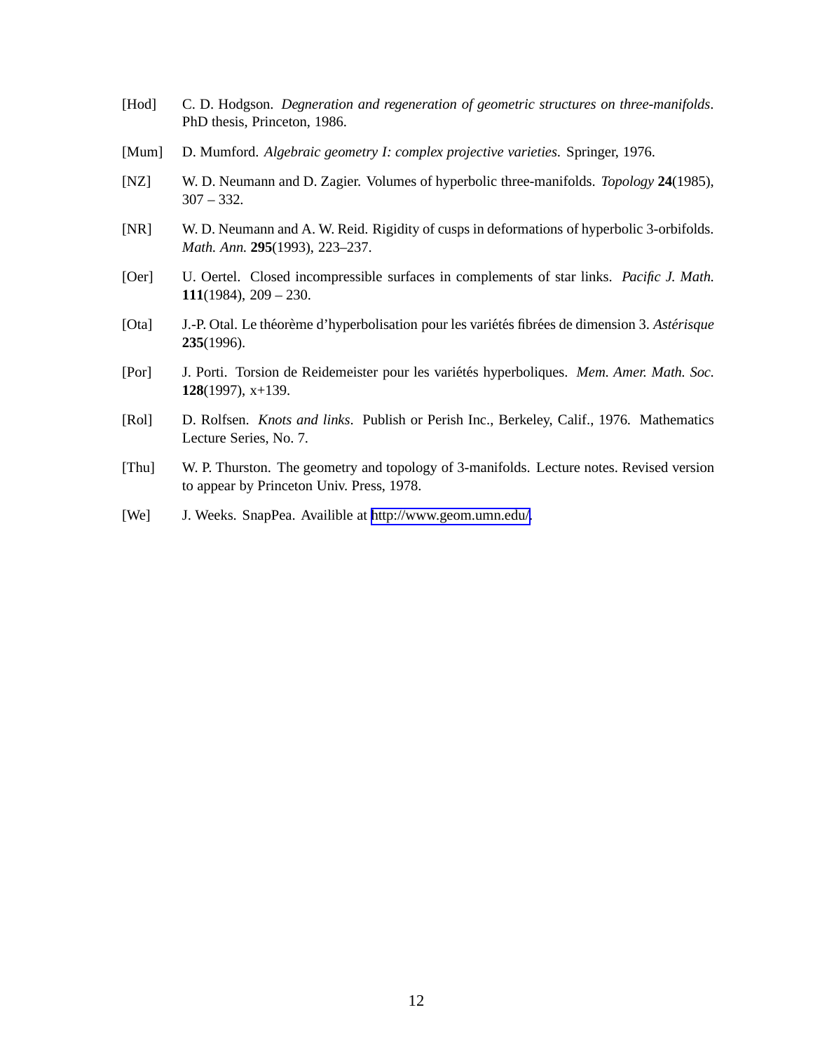[Hod] C. D. Hodgson. *Degneration and regeneration of geometric structures on three-manifolds*. PhD thesis, Princeton, 1986.

[Mum] D. Mumford. *Algebraic geometry I: complex projective varieties*. Springer, 1976.

[NZ] W. D. Neumann and D. Zagier. Volumes of hyperbolic three-manifolds. *Topology* **24**(1985), 307 – 332.

[NR] W. D. Neumann and A. W. Reid. Rigidity of cusps in deformations of hyperbolic 3-orbifolds. *Math. Ann.* **295**(1993), 223–237.

[Oer] U. Oertel. Closed incompressible surfaces in complements of star links. *Pacific J. Math.* **111**(1984), 209 – 230.

[Ota] J.-P. Otal. Le théorème d'hyperbolisation pour les variétés fibrées de dimension 3. *Astérisque* **235**(1996).

[Por] J. Porti. Torsion de Reidemeister pour les variétés hyperboliques. *Mem. Amer. Math. Soc.* **128**(1997), x+139.

[Rol] D. Rolfsen. *Knots and links*. Publish or Perish Inc., Berkeley, Calif., 1976. Mathematics Lecture Series, No. 7.

[Thu] W. P. Thurston. The geometry and topology of 3-manifolds. Lecture notes. Revised version to appear by Princeton Univ. Press, 1978.

[We] J. Weeks. SnapPea. Availible at http://www.geom.umn.edu/.